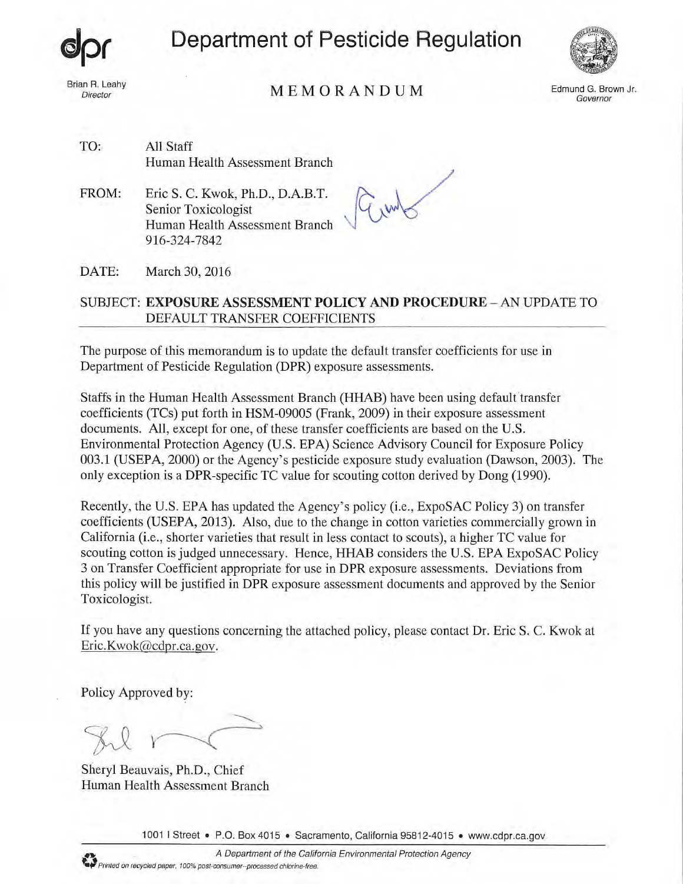# Department of Pesticide Regulation

Brian R. Leahy
*Director*

## MEMORANDUM

Edmund G. Brown Jr.
*Governor*

TO: All Staff
Human Health Assessment Branch

FROM: Eric S. C. Kwok, Ph.D., D.A.B.T.
Senior Toxicologist
Human Health Assessment Branch
916-324-7842

DATE: March 30, 2016

SUBJECT: **EXPOSURE ASSESSMENT POLICY AND PROCEDURE** – AN UPDATE TO DEFAULT TRANSFER COEFFICIENTS

---

The purpose of this memorandum is to update the default transfer coefficients for use in Department of Pesticide Regulation (DPR) exposure assessments.

Staffs in the Human Health Assessment Branch (HHAB) have been using default transfer coefficients (TCs) put forth in HSM-09005 (Frank, 2009) in their exposure assessment documents. All, except for one, of these transfer coefficients are based on the U.S. Environmental Protection Agency (U.S. EPA) Science Advisory Council for Exposure Policy 003.1 (USEPA, 2000) or the Agency's pesticide exposure study evaluation (Dawson, 2003). The only exception is a DPR-specific TC value for scouting cotton derived by Dong (1990).

Recently, the U.S. EPA has updated the Agency's policy (i.e., ExpoSAC Policy 3) on transfer coefficients (USEPA, 2013). Also, due to the change in cotton varieties commercially grown in California (i.e., shorter varieties that result in less contact to scouts), a higher TC value for scouting cotton is judged unnecessary. Hence, HHAB considers the U.S. EPA ExpoSAC Policy 3 on Transfer Coefficient appropriate for use in DPR exposure assessments. Deviations from this policy will be justified in DPR exposure assessment documents and approved by the Senior Toxicologist.

If you have any questions concerning the attached policy, please contact Dr. Eric S. C. Kwok at Eric.Kwok@cdpr.ca.gov.

Policy Approved by:

Sheryl Beauvais, Ph.D., Chief
Human Health Assessment Branch

1001 I Street • P.O. Box 4015 • Sacramento, California 95812-4015 • www.cdpr.ca.gov

*A Department of the California Environmental Protection Agency*

*Printed on recycled paper, 100% post-consumer--processed chlorine-free.*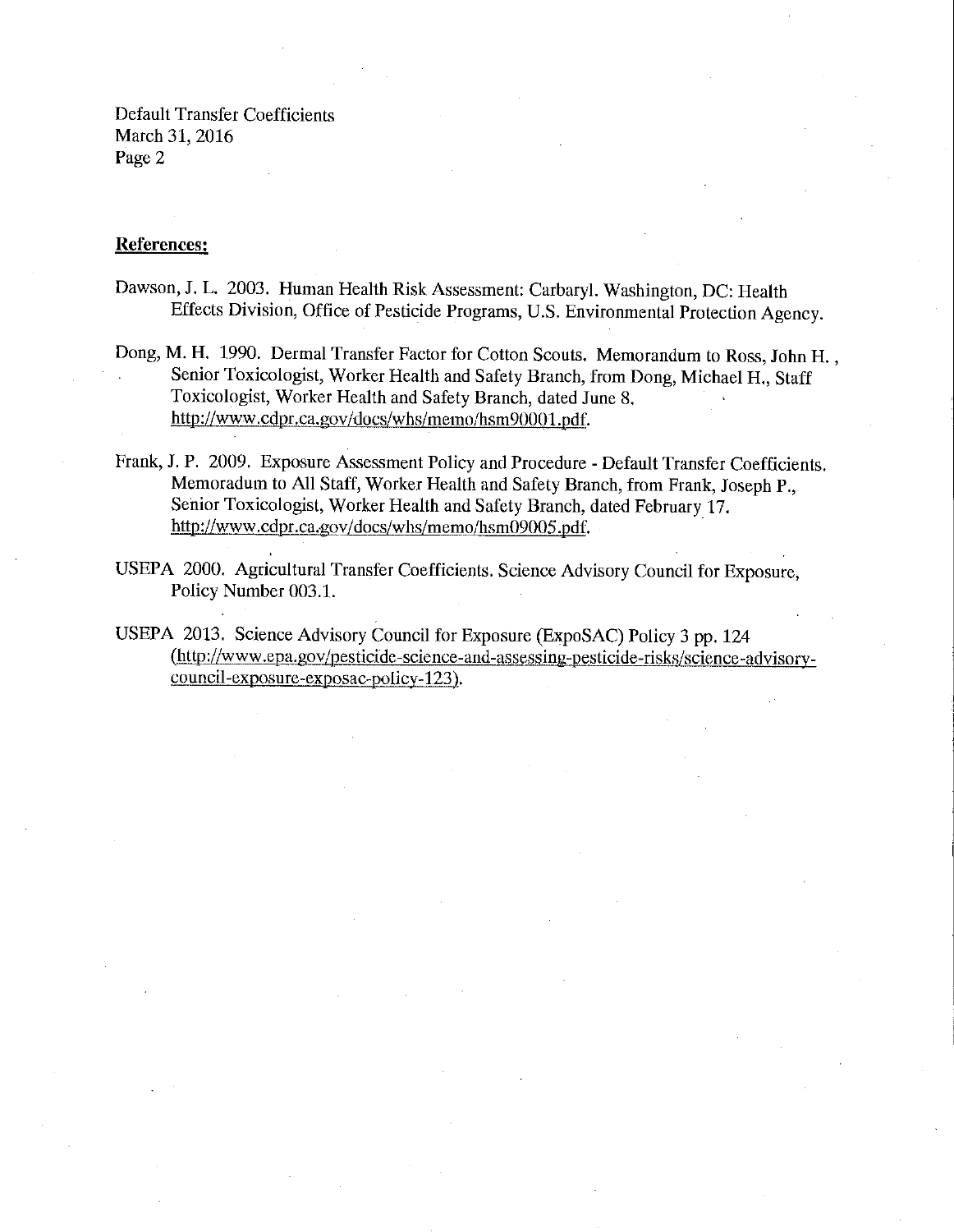**References:**

Dawson, J. L. 2003. Human Health Risk Assessment: Carbaryl. Washington, DC: Health Effects Division, Office of Pesticide Programs, U.S. Environmental Protection Agency.

Dong, M. H. 1990. Dermal Transfer Factor for Cotton Scouts. Memorandum to Ross, John H., Senior Toxicologist, Worker Health and Safety Branch, from Dong, Michael H., Staff Toxicologist, Worker Health and Safety Branch, dated June 8. http://www.cdpr.ca.gov/docs/whs/memo/hsm90001.pdf.

Frank, J. P. 2009. Exposure Assessment Policy and Procedure - Default Transfer Coefficients. Memoradum to All Staff, Worker Health and Safety Branch, from Frank, Joseph P., Senior Toxicologist, Worker Health and Safety Branch, dated February 17. http://www.cdpr.ca.gov/docs/whs/memo/hsm09005.pdf.

USEPA 2000. Agricultural Transfer Coefficients. Science Advisory Council for Exposure, Policy Number 003.1.

USEPA 2013. Science Advisory Council for Exposure (ExpoSAC) Policy 3 pp. 124 (http://www.epa.gov/pesticide-science-and-assessing-pesticide-risks/science-advisory-council-exposure-exposac-policy-123).